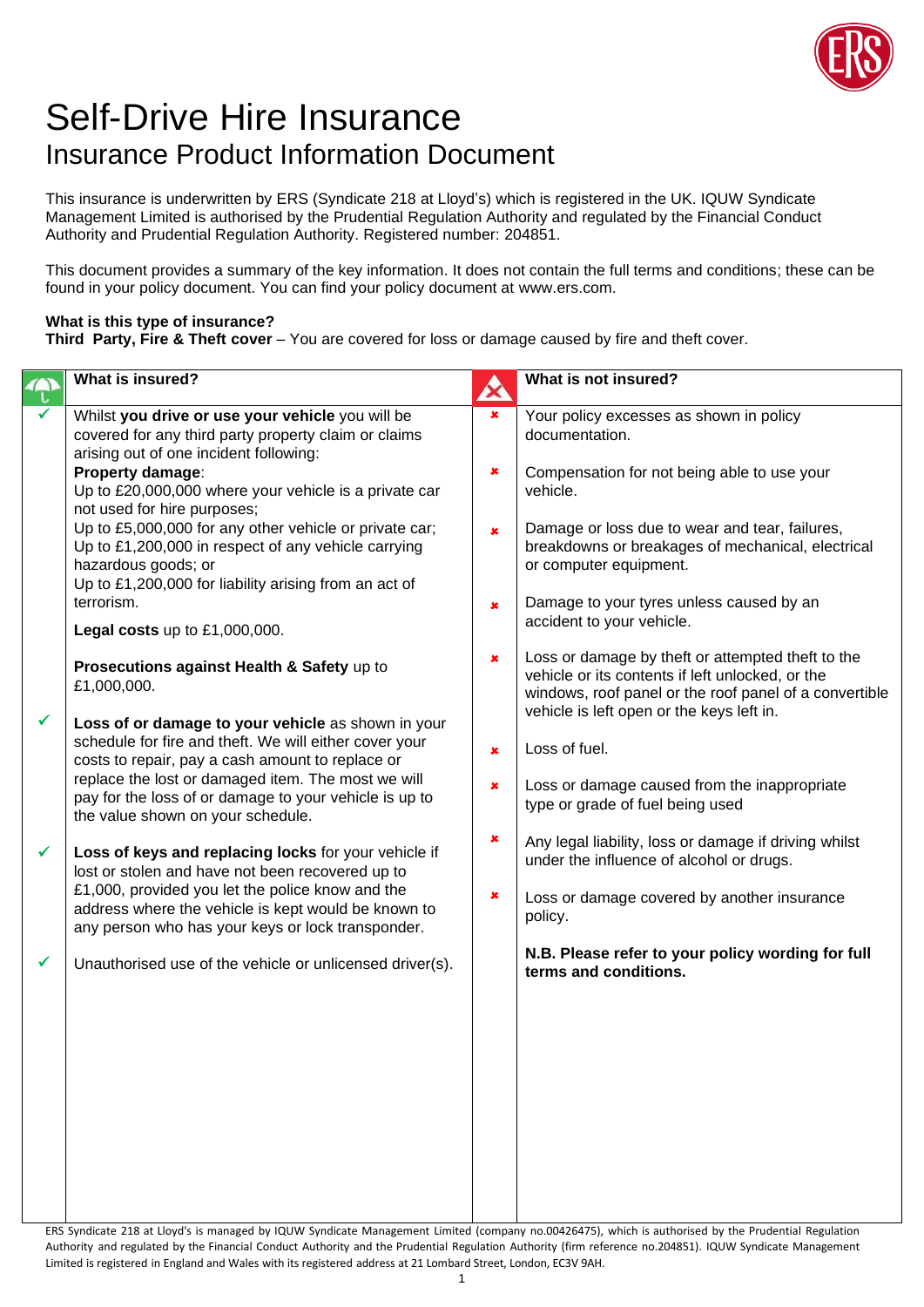# Self-Drive Hire Insurance

## Insurance Product Information Document

This insurance is underwritten by ERS (Syndicate 218 at Lloyd's) which is registered in the UK. IQUW Syndicate Management Limited is authorised by the Prudential Regulation Authority and regulated by the Financial Conduct Authority and Prudential Regulation Authority. Registered number: 204851.

This document provides a summary of the key information. It does not contain the full terms and conditions; these can be found in your policy document. You can find your policy document at www.ers.com.

**What is this type of insurance?**
**Third Party, Fire & Theft cover** – You are covered for loss or damage caused by fire and theft cover.

### What is insured?

- ✓ Whilst **you drive or use your vehicle** you will be covered for any third party property claim or claims arising out of one incident following:
  **Property damage**:
  Up to £20,000,000 where your vehicle is a private car not used for hire purposes;
  Up to £5,000,000 for any other vehicle or private car;
  Up to £1,200,000 in respect of any vehicle carrying hazardous goods; or
  Up to £1,200,000 for liability arising from an act of terrorism.

  **Legal costs** up to £1,000,000.

  **Prosecutions against Health & Safety** up to £1,000,000.

- ✓ **Loss of or damage to your vehicle** as shown in your schedule for fire and theft. We will either cover your costs to repair, pay a cash amount to replace or replace the lost or damaged item. The most we will pay for the loss of or damage to your vehicle is up to the value shown on your schedule.

- ✓ **Loss of keys and replacing locks** for your vehicle if lost or stolen and have not been recovered up to £1,000, provided you let the police know and the address where the vehicle is kept would be known to any person who has your keys or lock transponder.

- ✓ Unauthorised use of the vehicle or unlicensed driver(s).

### What is not insured?

- ✗ Your policy excesses as shown in policy documentation.
- ✗ Compensation for not being able to use your vehicle.
- ✗ Damage or loss due to wear and tear, failures, breakdowns or breakages of mechanical, electrical or computer equipment.
- ✗ Damage to your tyres unless caused by an accident to your vehicle.
- ✗ Loss or damage by theft or attempted theft to the vehicle or its contents if left unlocked, or the windows, roof panel or the roof panel of a convertible vehicle is left open or the keys left in.
- ✗ Loss of fuel.
- ✗ Loss or damage caused from the inappropriate type or grade of fuel being used
- ✗ Any legal liability, loss or damage if driving whilst under the influence of alcohol or drugs.
- ✗ Loss or damage covered by another insurance policy.

**N.B. Please refer to your policy wording for full terms and conditions.**

ERS Syndicate 218 at Lloyd's is managed by IQUW Syndicate Management Limited (company no.00426475), which is authorised by the Prudential Regulation Authority and regulated by the Financial Conduct Authority and the Prudential Regulation Authority (firm reference no.204851). IQUW Syndicate Management Limited is registered in England and Wales with its registered address at 21 Lombard Street, London, EC3V 9AH.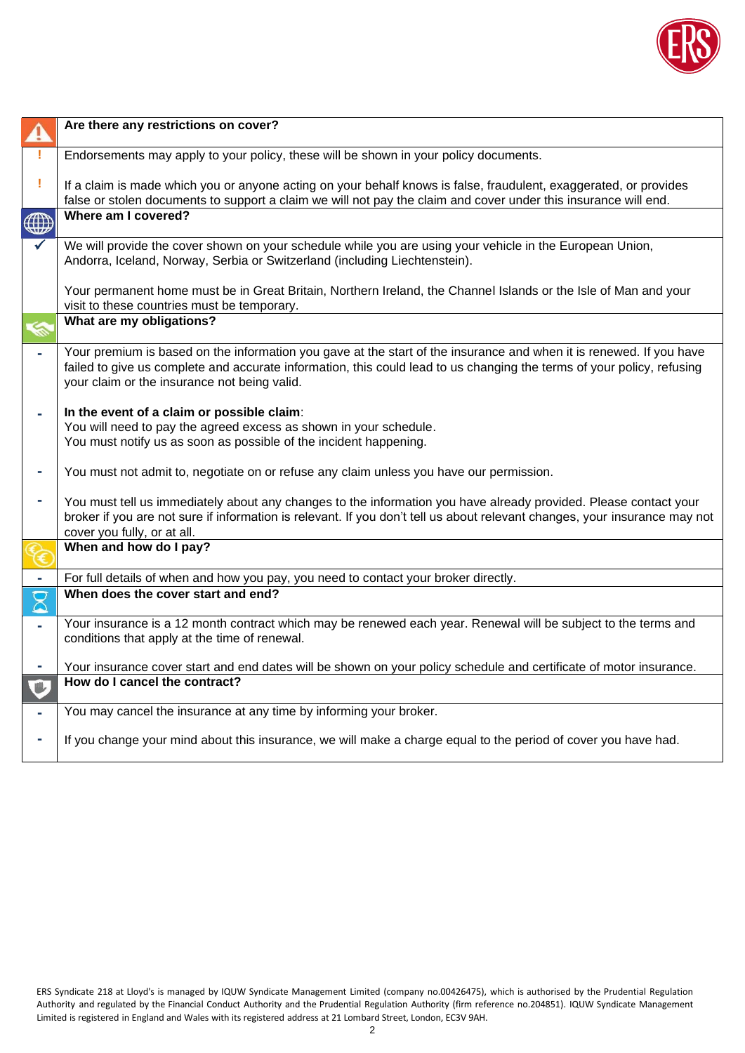## Are there any restrictions on cover?

- ! Endorsements may apply to your policy, these will be shown in your policy documents.
- ! If a claim is made which you or anyone acting on your behalf knows is false, fraudulent, exaggerated, or provides false or stolen documents to support a claim we will not pay the claim and cover under this insurance will end.

## Where am I covered?

- ✓ We will provide the cover shown on your schedule while you are using your vehicle in the European Union, Andorra, Iceland, Norway, Serbia or Switzerland (including Liechtenstein).

  Your permanent home must be in Great Britain, Northern Ireland, the Channel Islands or the Isle of Man and your visit to these countries must be temporary.

## What are my obligations?

- Your premium is based on the information you gave at the start of the insurance and when it is renewed. If you have failed to give us complete and accurate information, this could lead to us changing the terms of your policy, refusing your claim or the insurance not being valid.
- **In the event of a claim or possible claim**:
  You will need to pay the agreed excess as shown in your schedule.
  You must notify us as soon as possible of the incident happening.
- You must not admit to, negotiate on or refuse any claim unless you have our permission.
- You must tell us immediately about any changes to the information you have already provided. Please contact your broker if you are not sure if information is relevant. If you don't tell us about relevant changes, your insurance may not cover you fully, or at all.

## When and how do I pay?

- For full details of when and how you pay, you need to contact your broker directly.

## When does the cover start and end?

- Your insurance is a 12 month contract which may be renewed each year. Renewal will be subject to the terms and conditions that apply at the time of renewal.
- Your insurance cover start and end dates will be shown on your policy schedule and certificate of motor insurance.

## How do I cancel the contract?

- You may cancel the insurance at any time by informing your broker.
- If you change your mind about this insurance, we will make a charge equal to the period of cover you have had.

ERS Syndicate 218 at Lloyd's is managed by IQUW Syndicate Management Limited (company no.00426475), which is authorised by the Prudential Regulation Authority and regulated by the Financial Conduct Authority and the Prudential Regulation Authority (firm reference no.204851). IQUW Syndicate Management Limited is registered in England and Wales with its registered address at 21 Lombard Street, London, EC3V 9AH.